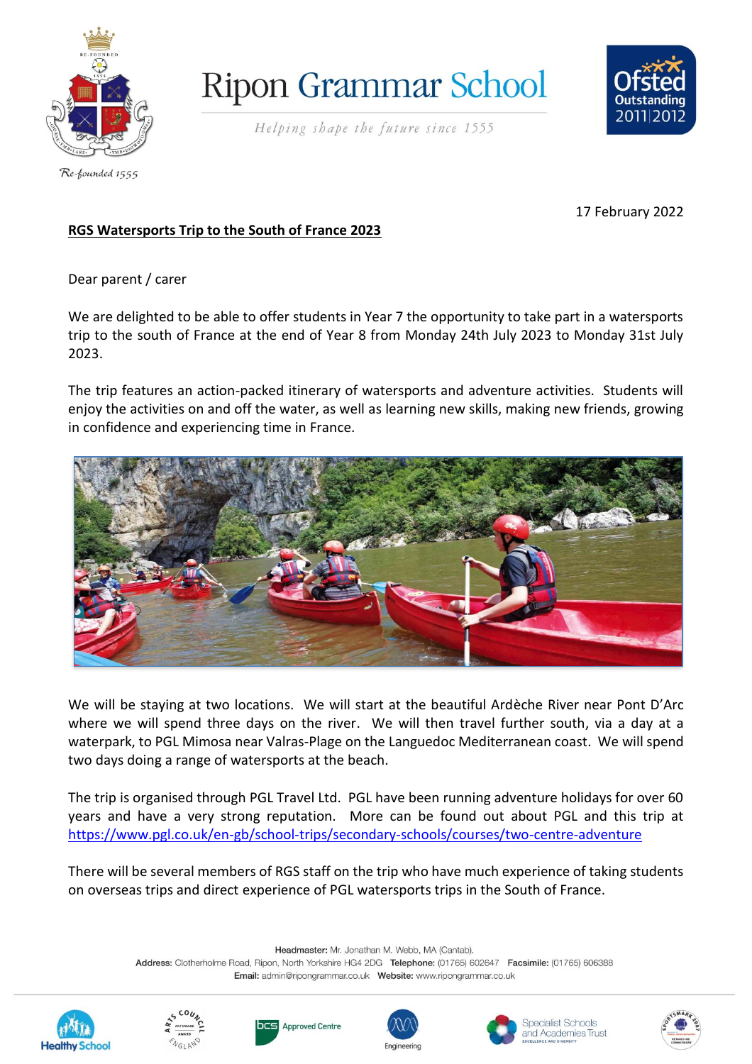# Ripon Grammar School

*Helping shape the future since 1555*

17 February 2022

**RGS Watersports Trip to the South of France 2023**

Dear parent / carer

We are delighted to be able to offer students in Year 7 the opportunity to take part in a watersports trip to the south of France at the end of Year 8 from Monday 24th July 2023 to Monday 31st July 2023.

The trip features an action-packed itinerary of watersports and adventure activities. Students will enjoy the activities on and off the water, as well as learning new skills, making new friends, growing in confidence and experiencing time in France.

We will be staying at two locations. We will start at the beautiful Ardèche River near Pont D'Arc where we will spend three days on the river. We will then travel further south, via a day at a waterpark, to PGL Mimosa near Valras-Plage on the Languedoc Mediterranean coast. We will spend two days doing a range of watersports at the beach.

The trip is organised through PGL Travel Ltd. PGL have been running adventure holidays for over 60 years and have a very strong reputation. More can be found out about PGL and this trip at https://www.pgl.co.uk/en-gb/school-trips/secondary-schools/courses/two-centre-adventure

There will be several members of RGS staff on the trip who have much experience of taking students on overseas trips and direct experience of PGL watersports trips in the South of France.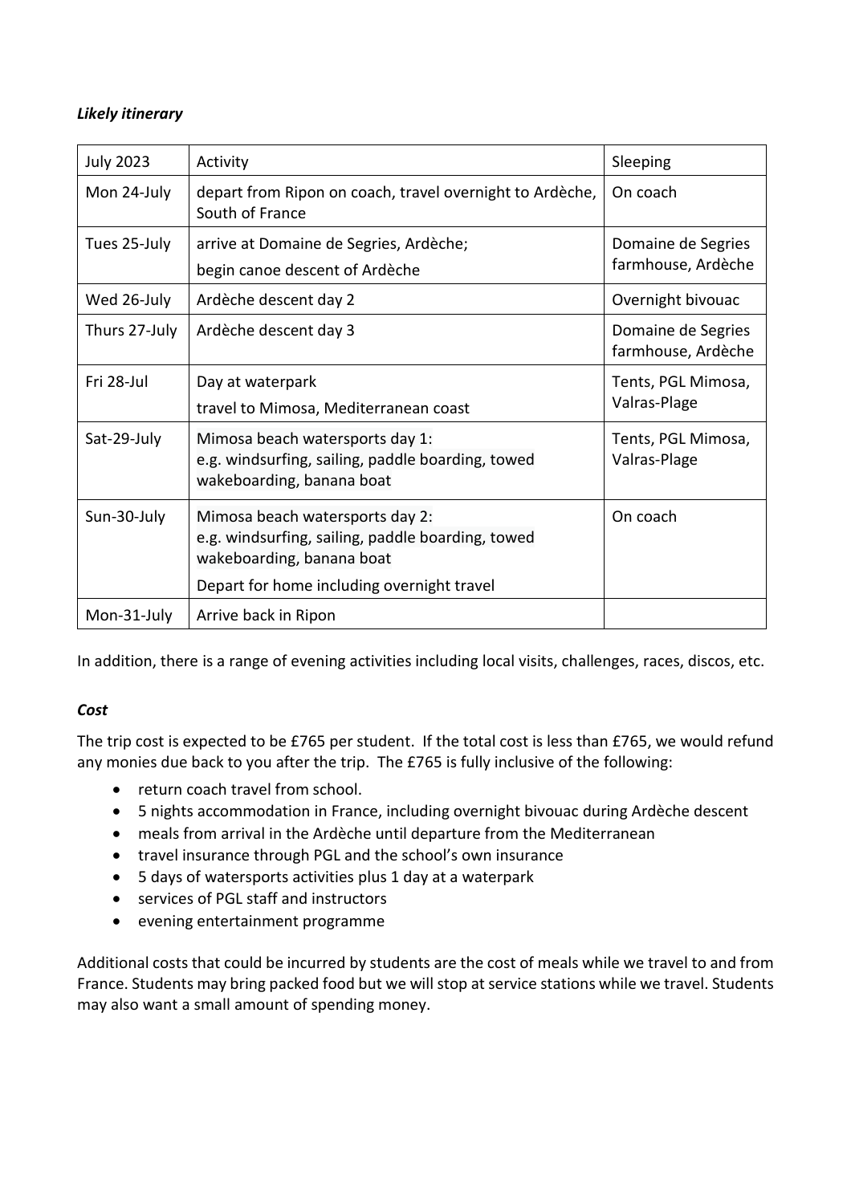***Likely itinerary***

| July 2023 | Activity | Sleeping |
|---|---|---|
| Mon 24-July | depart from Ripon on coach, travel overnight to Ardèche, South of France | On coach |
| Tues 25-July | arrive at Domaine de Segries, Ardèche;<br>begin canoe descent of Ardèche | Domaine de Segries farmhouse, Ardèche |
| Wed 26-July | Ardèche descent day 2 | Overnight bivouac |
| Thurs 27-July | Ardèche descent day 3 | Domaine de Segries farmhouse, Ardèche |
| Fri 28-Jul | Day at waterpark<br>travel to Mimosa, Mediterranean coast | Tents, PGL Mimosa, Valras-Plage |
| Sat-29-July | Mimosa beach watersports day 1:<br>e.g. windsurfing, sailing, paddle boarding, towed wakeboarding, banana boat | Tents, PGL Mimosa, Valras-Plage |
| Sun-30-July | Mimosa beach watersports day 2:<br>e.g. windsurfing, sailing, paddle boarding, towed wakeboarding, banana boat<br>Depart for home including overnight travel | On coach |
| Mon-31-July | Arrive back in Ripon | |

In addition, there is a range of evening activities including local visits, challenges, races, discos, etc.

***Cost***

The trip cost is expected to be £765 per student. If the total cost is less than £765, we would refund any monies due back to you after the trip. The £765 is fully inclusive of the following:

- return coach travel from school.
- 5 nights accommodation in France, including overnight bivouac during Ardèche descent
- meals from arrival in the Ardèche until departure from the Mediterranean
- travel insurance through PGL and the school's own insurance
- 5 days of watersports activities plus 1 day at a waterpark
- services of PGL staff and instructors
- evening entertainment programme

Additional costs that could be incurred by students are the cost of meals while we travel to and from France. Students may bring packed food but we will stop at service stations while we travel. Students may also want a small amount of spending money.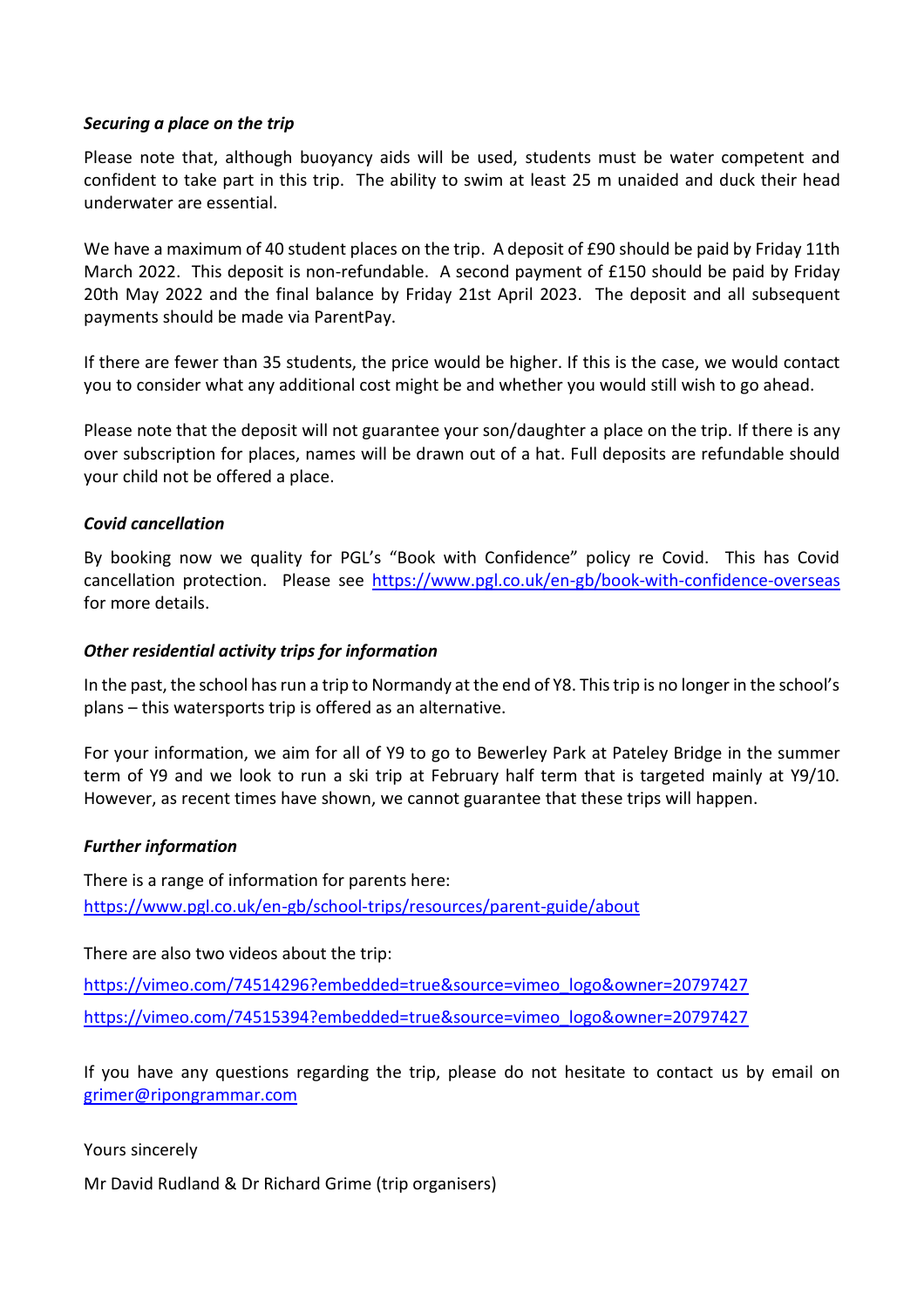### *Securing a place on the trip*

Please note that, although buoyancy aids will be used, students must be water competent and confident to take part in this trip. The ability to swim at least 25 m unaided and duck their head underwater are essential.

We have a maximum of 40 student places on the trip. A deposit of £90 should be paid by Friday 11th March 2022. This deposit is non-refundable. A second payment of £150 should be paid by Friday 20th May 2022 and the final balance by Friday 21st April 2023. The deposit and all subsequent payments should be made via ParentPay.

If there are fewer than 35 students, the price would be higher. If this is the case, we would contact you to consider what any additional cost might be and whether you would still wish to go ahead.

Please note that the deposit will not guarantee your son/daughter a place on the trip. If there is any over subscription for places, names will be drawn out of a hat. Full deposits are refundable should your child not be offered a place.

### *Covid cancellation*

By booking now we quality for PGL's "Book with Confidence" policy re Covid. This has Covid cancellation protection. Please see [https://www.pgl.co.uk/en-gb/book-with-confidence-overseas](https://www.pgl.co.uk/en-gb/book-with-confidence-overseas) for more details.

### *Other residential activity trips for information*

In the past, the school has run a trip to Normandy at the end of Y8. This trip is no longer in the school's plans – this watersports trip is offered as an alternative.

For your information, we aim for all of Y9 to go to Bewerley Park at Pateley Bridge in the summer term of Y9 and we look to run a ski trip at February half term that is targeted mainly at Y9/10. However, as recent times have shown, we cannot guarantee that these trips will happen.

### *Further information*

There is a range of information for parents here:
[https://www.pgl.co.uk/en-gb/school-trips/resources/parent-guide/about](https://www.pgl.co.uk/en-gb/school-trips/resources/parent-guide/about)

There are also two videos about the trip:

[https://vimeo.com/74514296?embedded=true&source=vimeo_logo&owner=20797427](https://vimeo.com/74514296?embedded=true&source=vimeo_logo&owner=20797427)

[https://vimeo.com/74515394?embedded=true&source=vimeo_logo&owner=20797427](https://vimeo.com/74515394?embedded=true&source=vimeo_logo&owner=20797427)

If you have any questions regarding the trip, please do not hesitate to contact us by email on [grimer@ripongrammar.com](mailto:grimer@ripongrammar.com)

Yours sincerely

Mr David Rudland & Dr Richard Grime (trip organisers)